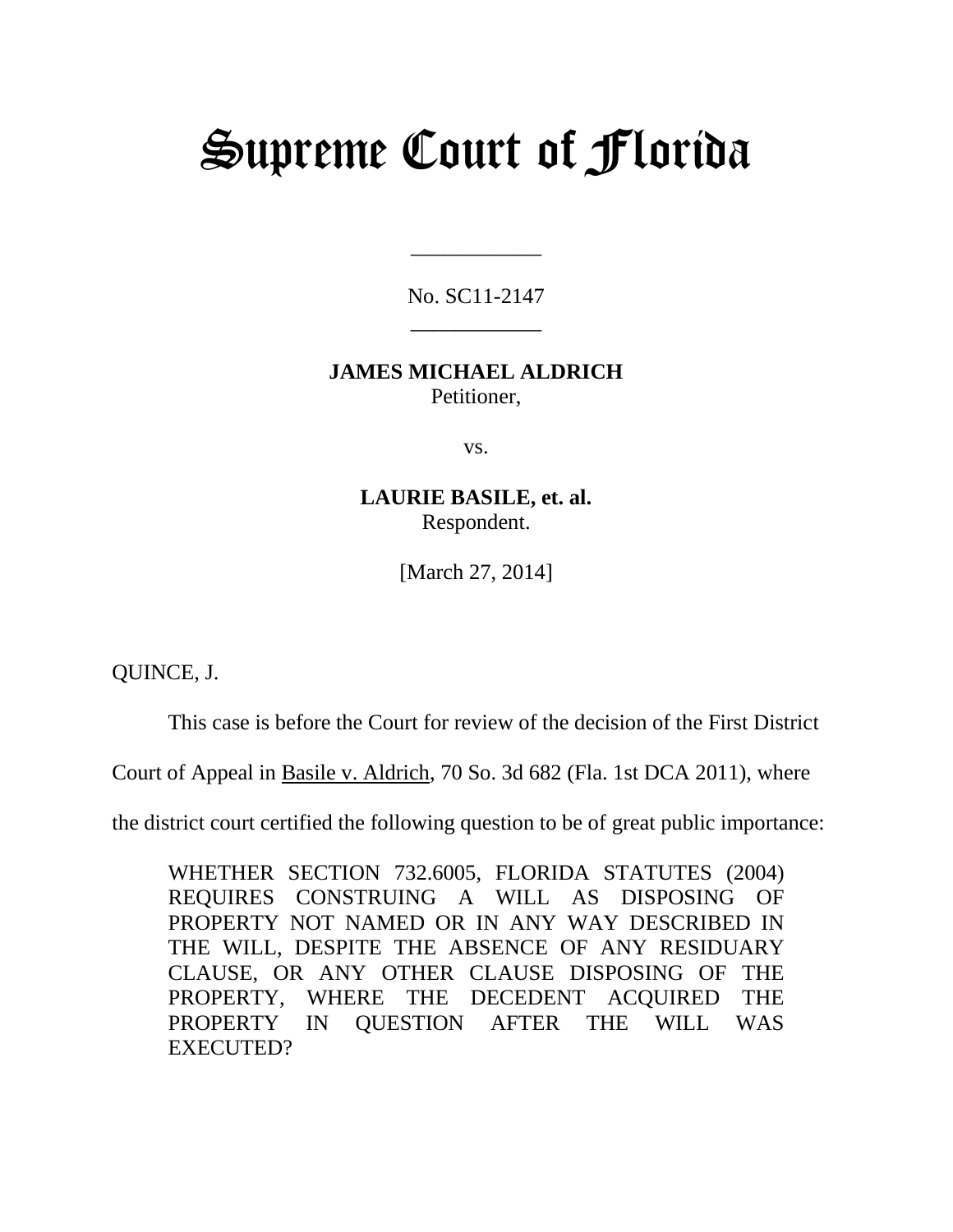# Supreme Court of Florida

\_\_\_\_\_\_\_\_\_\_\_\_

No. SC11-2147

\_\_\_\_\_\_\_\_\_\_\_\_

**JAMES MICHAEL ALDRICH**
Petitioner,

vs.

**LAURIE BASILE, et. al.**
Respondent.

[March 27, 2014]

QUINCE, J.

This case is before the Court for review of the decision of the First District Court of Appeal in Basile v. Aldrich, 70 So. 3d 682 (Fla. 1st DCA 2011), where the district court certified the following question to be of great public importance:

> WHETHER SECTION 732.6005, FLORIDA STATUTES (2004) REQUIRES CONSTRUING A WILL AS DISPOSING OF PROPERTY NOT NAMED OR IN ANY WAY DESCRIBED IN THE WILL, DESPITE THE ABSENCE OF ANY RESIDUARY CLAUSE, OR ANY OTHER CLAUSE DISPOSING OF THE PROPERTY, WHERE THE DECEDENT ACQUIRED THE PROPERTY IN QUESTION AFTER THE WILL WAS EXECUTED?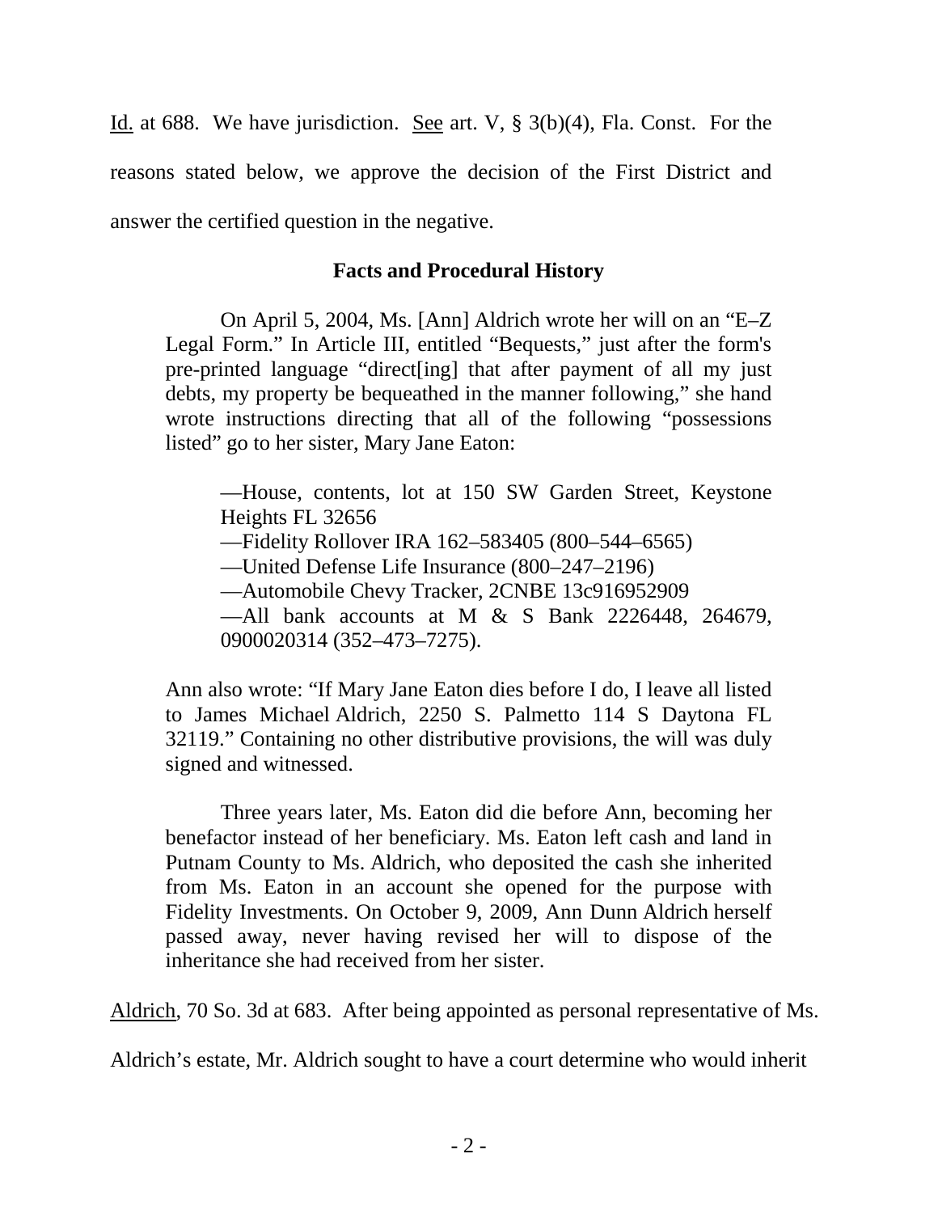Id. at 688. We have jurisdiction. See art. V, § 3(b)(4), Fla. Const. For the reasons stated below, we approve the decision of the First District and answer the certified question in the negative.

## Facts and Procedural History

> On April 5, 2004, Ms. [Ann] Aldrich wrote her will on an "E–Z Legal Form." In Article III, entitled "Bequests," just after the form's pre-printed language "direct[ing] that after payment of all my just debts, my property be bequeathed in the manner following," she hand wrote instructions directing that all of the following "possessions listed" go to her sister, Mary Jane Eaton:
>
> > —House, contents, lot at 150 SW Garden Street, Keystone Heights FL 32656
> > —Fidelity Rollover IRA 162–583405 (800–544–6565)
> > —United Defense Life Insurance (800–247–2196)
> > —Automobile Chevy Tracker, 2CNBE 13c916952909
> > —All bank accounts at M & S Bank 2226448, 264679, 0900020314 (352–473–7275).
>
> Ann also wrote: "If Mary Jane Eaton dies before I do, I leave all listed to James Michael Aldrich, 2250 S. Palmetto 114 S Daytona FL 32119." Containing no other distributive provisions, the will was duly signed and witnessed.
>
> Three years later, Ms. Eaton did die before Ann, becoming her benefactor instead of her beneficiary. Ms. Eaton left cash and land in Putnam County to Ms. Aldrich, who deposited the cash she inherited from Ms. Eaton in an account she opened for the purpose with Fidelity Investments. On October 9, 2009, Ann Dunn Aldrich herself passed away, never having revised her will to dispose of the inheritance she had received from her sister.

Aldrich, 70 So. 3d at 683. After being appointed as personal representative of Ms. Aldrich's estate, Mr. Aldrich sought to have a court determine who would inherit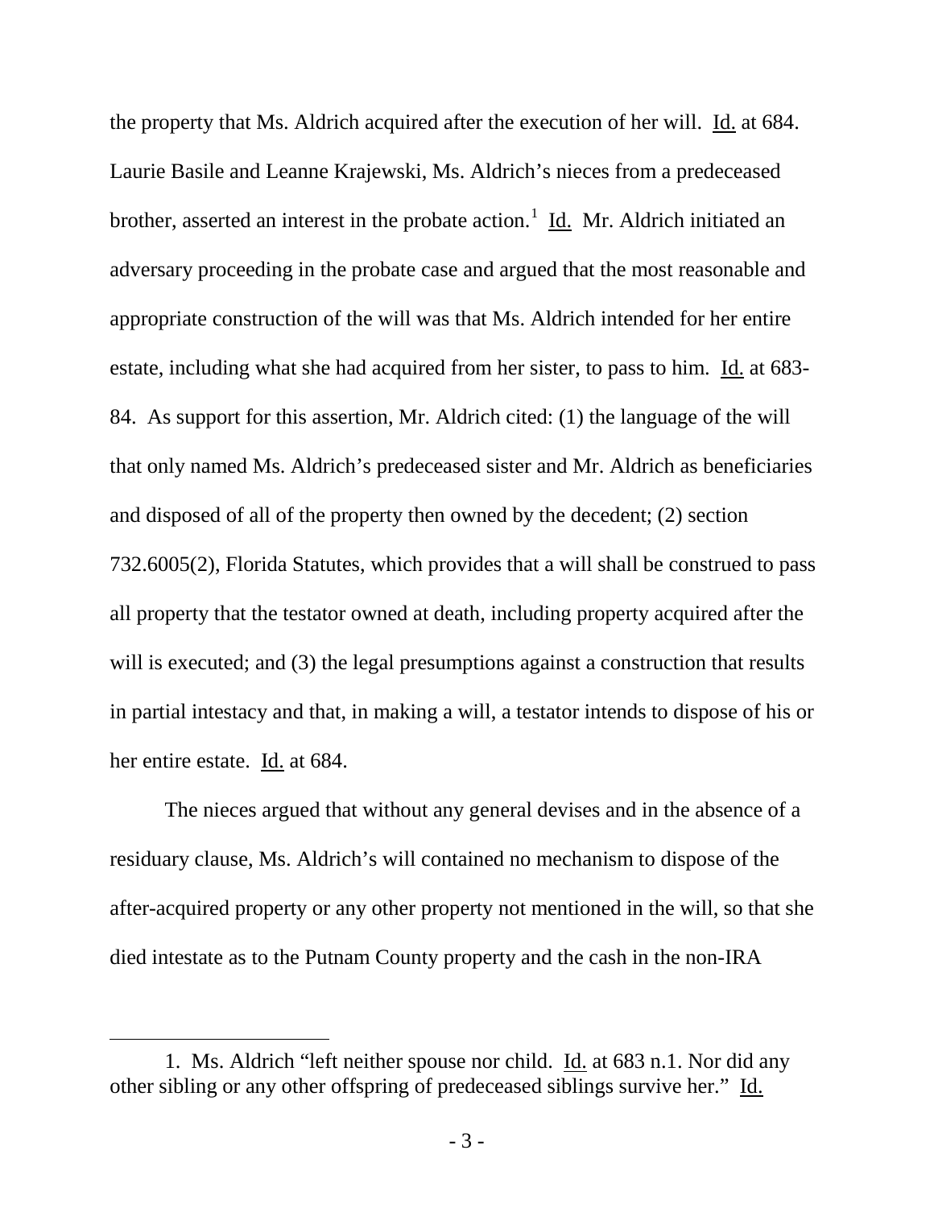the property that Ms. Aldrich acquired after the execution of her will. Id. at 684. Laurie Basile and Leanne Krajewski, Ms. Aldrich's nieces from a predeceased brother, asserted an interest in the probate action.[1] Id. Mr. Aldrich initiated an adversary proceeding in the probate case and argued that the most reasonable and appropriate construction of the will was that Ms. Aldrich intended for her entire estate, including what she had acquired from her sister, to pass to him. Id. at 683-84. As support for this assertion, Mr. Aldrich cited: (1) the language of the will that only named Ms. Aldrich's predeceased sister and Mr. Aldrich as beneficiaries and disposed of all of the property then owned by the decedent; (2) section 732.6005(2), Florida Statutes, which provides that a will shall be construed to pass all property that the testator owned at death, including property acquired after the will is executed; and (3) the legal presumptions against a construction that results in partial intestacy and that, in making a will, a testator intends to dispose of his or her entire estate. Id. at 684.

The nieces argued that without any general devises and in the absence of a residuary clause, Ms. Aldrich's will contained no mechanism to dispose of the after-acquired property or any other property not mentioned in the will, so that she died intestate as to the Putnam County property and the cash in the non-IRA

---

1. Ms. Aldrich "left neither spouse nor child. Id. at 683 n.1. Nor did any other sibling or any other offspring of predeceased siblings survive her." Id.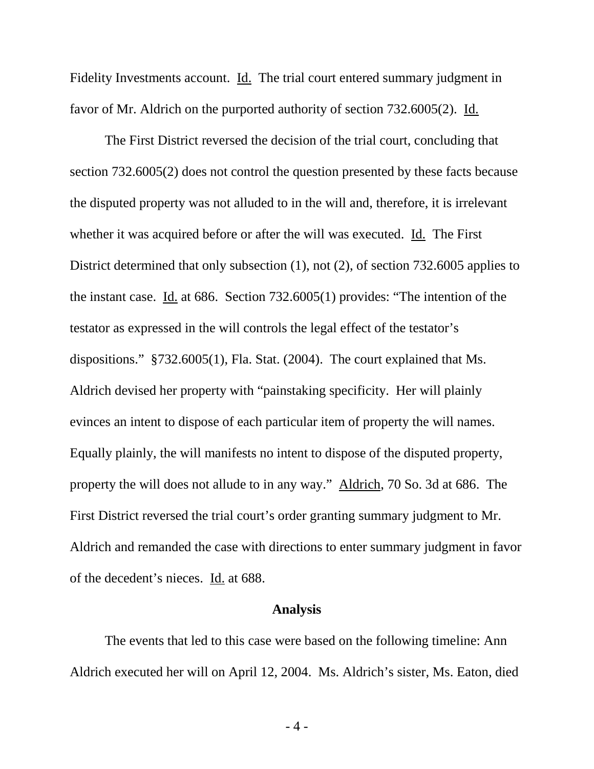Fidelity Investments account. Id. The trial court entered summary judgment in favor of Mr. Aldrich on the purported authority of section 732.6005(2). Id.

The First District reversed the decision of the trial court, concluding that section 732.6005(2) does not control the question presented by these facts because the disputed property was not alluded to in the will and, therefore, it is irrelevant whether it was acquired before or after the will was executed. Id. The First District determined that only subsection (1), not (2), of section 732.6005 applies to the instant case. Id. at 686. Section 732.6005(1) provides: "The intention of the testator as expressed in the will controls the legal effect of the testator's dispositions." §732.6005(1), Fla. Stat. (2004). The court explained that Ms. Aldrich devised her property with "painstaking specificity. Her will plainly evinces an intent to dispose of each particular item of property the will names. Equally plainly, the will manifests no intent to dispose of the disputed property, property the will does not allude to in any way." Aldrich, 70 So. 3d at 686. The First District reversed the trial court's order granting summary judgment to Mr. Aldrich and remanded the case with directions to enter summary judgment in favor of the decedent's nieces. Id. at 688.

## Analysis

The events that led to this case were based on the following timeline: Ann Aldrich executed her will on April 12, 2004. Ms. Aldrich's sister, Ms. Eaton, died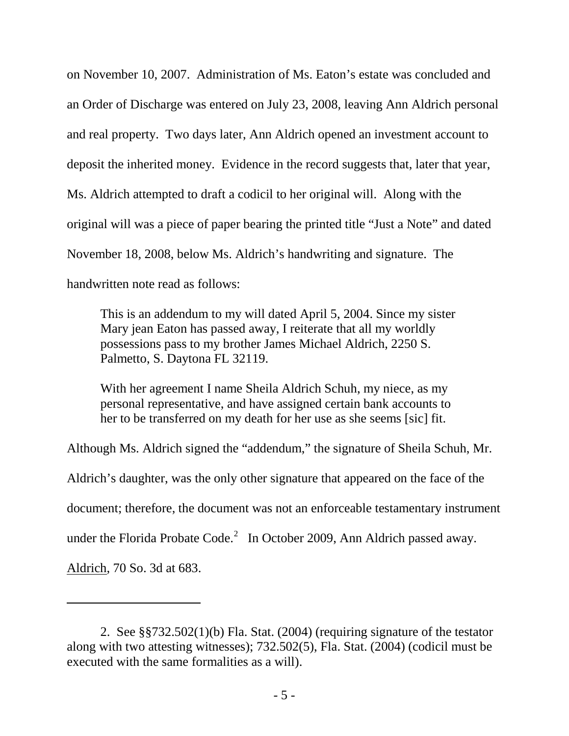on November 10, 2007. Administration of Ms. Eaton's estate was concluded and an Order of Discharge was entered on July 23, 2008, leaving Ann Aldrich personal and real property. Two days later, Ann Aldrich opened an investment account to deposit the inherited money. Evidence in the record suggests that, later that year, Ms. Aldrich attempted to draft a codicil to her original will. Along with the original will was a piece of paper bearing the printed title "Just a Note" and dated November 18, 2008, below Ms. Aldrich's handwriting and signature. The handwritten note read as follows:

> This is an addendum to my will dated April 5, 2004. Since my sister Mary jean Eaton has passed away, I reiterate that all my worldly possessions pass to my brother James Michael Aldrich, 2250 S. Palmetto, S. Daytona FL 32119.
>
> With her agreement I name Sheila Aldrich Schuh, my niece, as my personal representative, and have assigned certain bank accounts to her to be transferred on my death for her use as she seems [sic] fit.

Although Ms. Aldrich signed the "addendum," the signature of Sheila Schuh, Mr. Aldrich's daughter, was the only other signature that appeared on the face of the document; therefore, the document was not an enforceable testamentary instrument under the Florida Probate Code.[2] In October 2009, Ann Aldrich passed away. Aldrich, 70 So. 3d at 683.

---

2. See §§732.502(1)(b) Fla. Stat. (2004) (requiring signature of the testator along with two attesting witnesses); 732.502(5), Fla. Stat. (2004) (codicil must be executed with the same formalities as a will).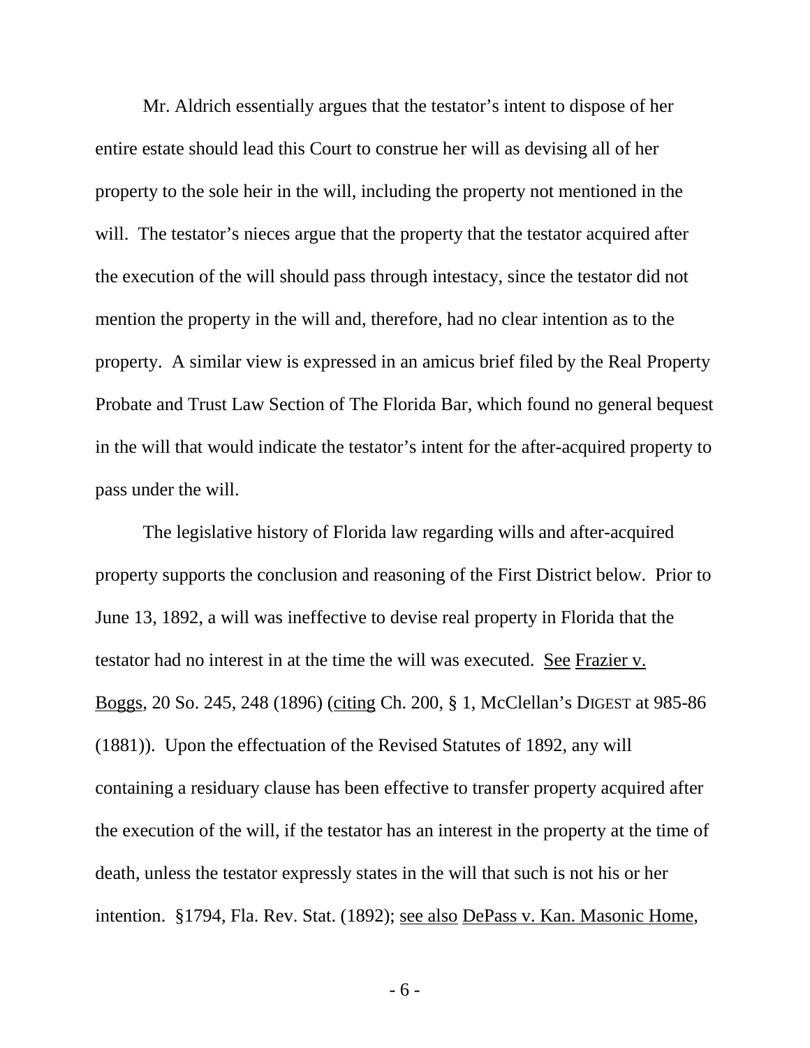Mr. Aldrich essentially argues that the testator's intent to dispose of her entire estate should lead this Court to construe her will as devising all of her property to the sole heir in the will, including the property not mentioned in the will. The testator's nieces argue that the property that the testator acquired after the execution of the will should pass through intestacy, since the testator did not mention the property in the will and, therefore, had no clear intention as to the property. A similar view is expressed in an amicus brief filed by the Real Property Probate and Trust Law Section of The Florida Bar, which found no general bequest in the will that would indicate the testator's intent for the after-acquired property to pass under the will.

The legislative history of Florida law regarding wills and after-acquired property supports the conclusion and reasoning of the First District below. Prior to June 13, 1892, a will was ineffective to devise real property in Florida that the testator had no interest in at the time the will was executed. See Frazier v. Boggs, 20 So. 245, 248 (1896) (citing Ch. 200, § 1, McClellan's DIGEST at 985-86 (1881)). Upon the effectuation of the Revised Statutes of 1892, any will containing a residuary clause has been effective to transfer property acquired after the execution of the will, if the testator has an interest in the property at the time of death, unless the testator expressly states in the will that such is not his or her intention. §1794, Fla. Rev. Stat. (1892); see also DePass v. Kan. Masonic Home,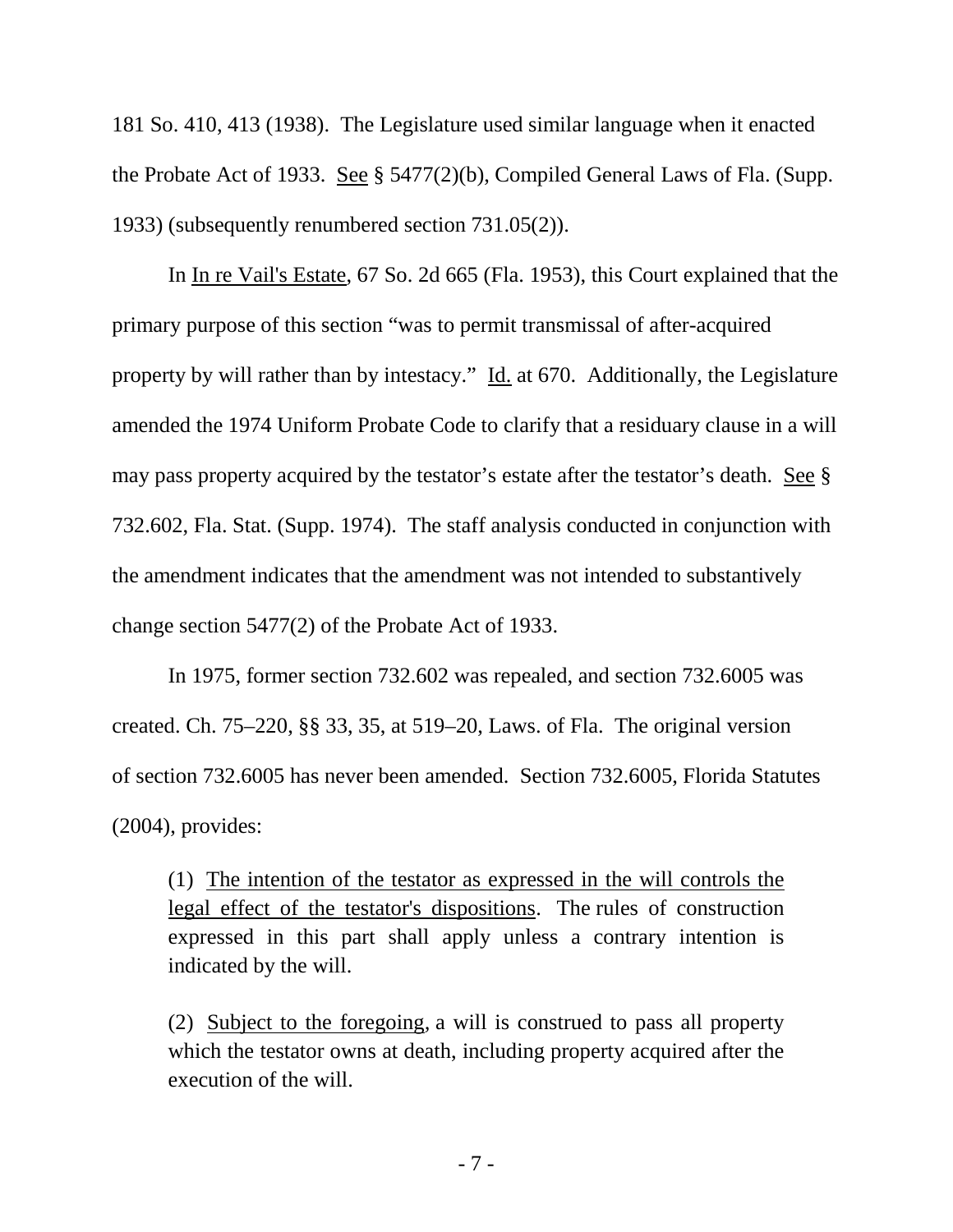181 So. 410, 413 (1938). The Legislature used similar language when it enacted the Probate Act of 1933. See § 5477(2)(b), Compiled General Laws of Fla. (Supp. 1933) (subsequently renumbered section 731.05(2)).

In In re Vail's Estate, 67 So. 2d 665 (Fla. 1953), this Court explained that the primary purpose of this section "was to permit transmissal of after-acquired property by will rather than by intestacy." Id. at 670. Additionally, the Legislature amended the 1974 Uniform Probate Code to clarify that a residuary clause in a will may pass property acquired by the testator's estate after the testator's death. See § 732.602, Fla. Stat. (Supp. 1974). The staff analysis conducted in conjunction with the amendment indicates that the amendment was not intended to substantively change section 5477(2) of the Probate Act of 1933.

In 1975, former section 732.602 was repealed, and section 732.6005 was created. Ch. 75–220, §§ 33, 35, at 519–20, Laws. of Fla. The original version of section 732.6005 has never been amended. Section 732.6005, Florida Statutes (2004), provides:

> (1) The intention of the testator as expressed in the will controls the legal effect of the testator's dispositions. The rules of construction expressed in this part shall apply unless a contrary intention is indicated by the will.
>
> (2) Subject to the foregoing, a will is construed to pass all property which the testator owns at death, including property acquired after the execution of the will.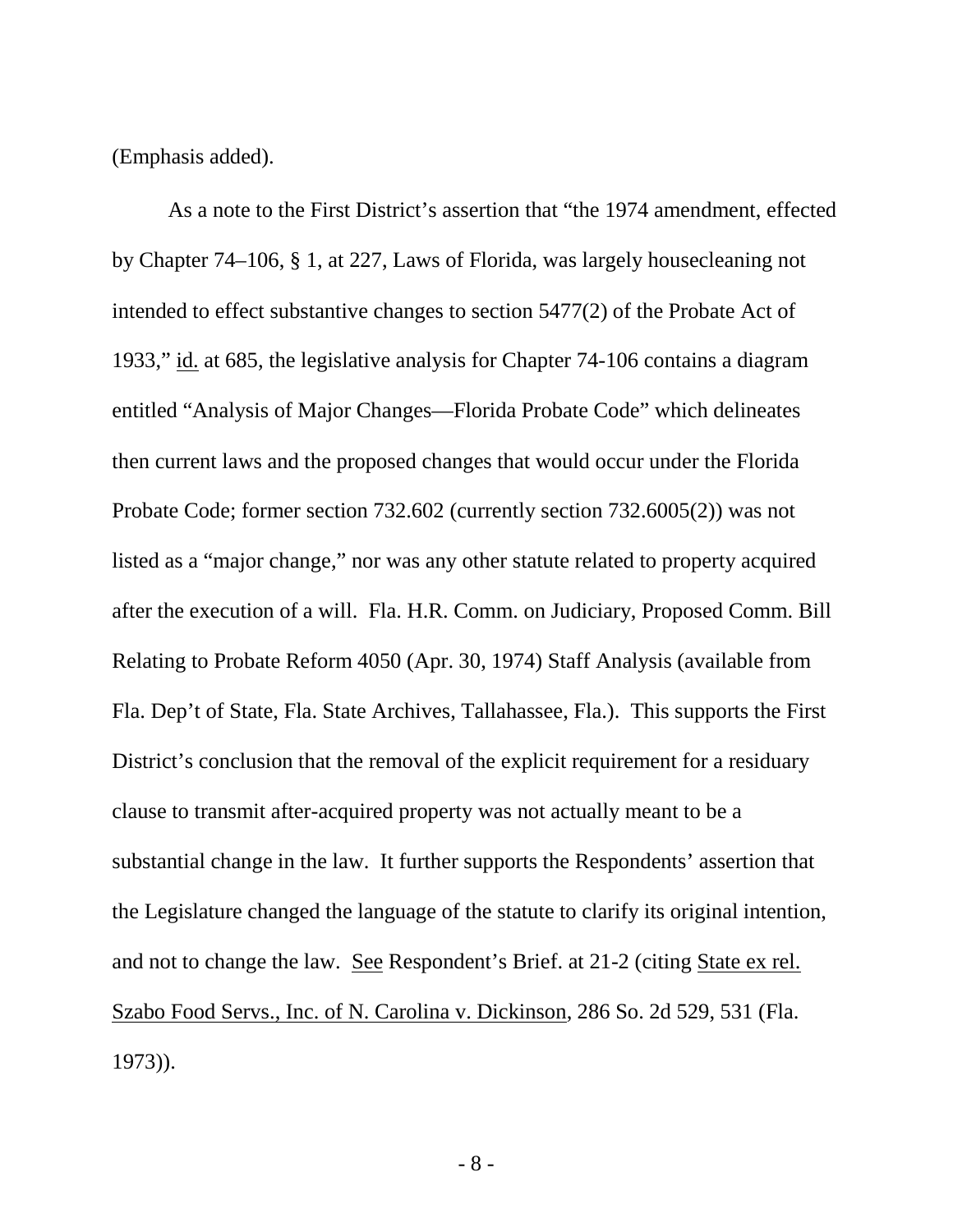(Emphasis added).

As a note to the First District's assertion that "the 1974 amendment, effected by Chapter 74–106, § 1, at 227, Laws of Florida, was largely housecleaning not intended to effect substantive changes to section 5477(2) of the Probate Act of 1933," id. at 685, the legislative analysis for Chapter 74-106 contains a diagram entitled "Analysis of Major Changes—Florida Probate Code" which delineates then current laws and the proposed changes that would occur under the Florida Probate Code; former section 732.602 (currently section 732.6005(2)) was not listed as a "major change," nor was any other statute related to property acquired after the execution of a will. Fla. H.R. Comm. on Judiciary, Proposed Comm. Bill Relating to Probate Reform 4050 (Apr. 30, 1974) Staff Analysis (available from Fla. Dep't of State, Fla. State Archives, Tallahassee, Fla.). This supports the First District's conclusion that the removal of the explicit requirement for a residuary clause to transmit after-acquired property was not actually meant to be a substantial change in the law. It further supports the Respondents' assertion that the Legislature changed the language of the statute to clarify its original intention, and not to change the law. See Respondent's Brief. at 21-2 (citing State ex rel. Szabo Food Servs., Inc. of N. Carolina v. Dickinson, 286 So. 2d 529, 531 (Fla. 1973)).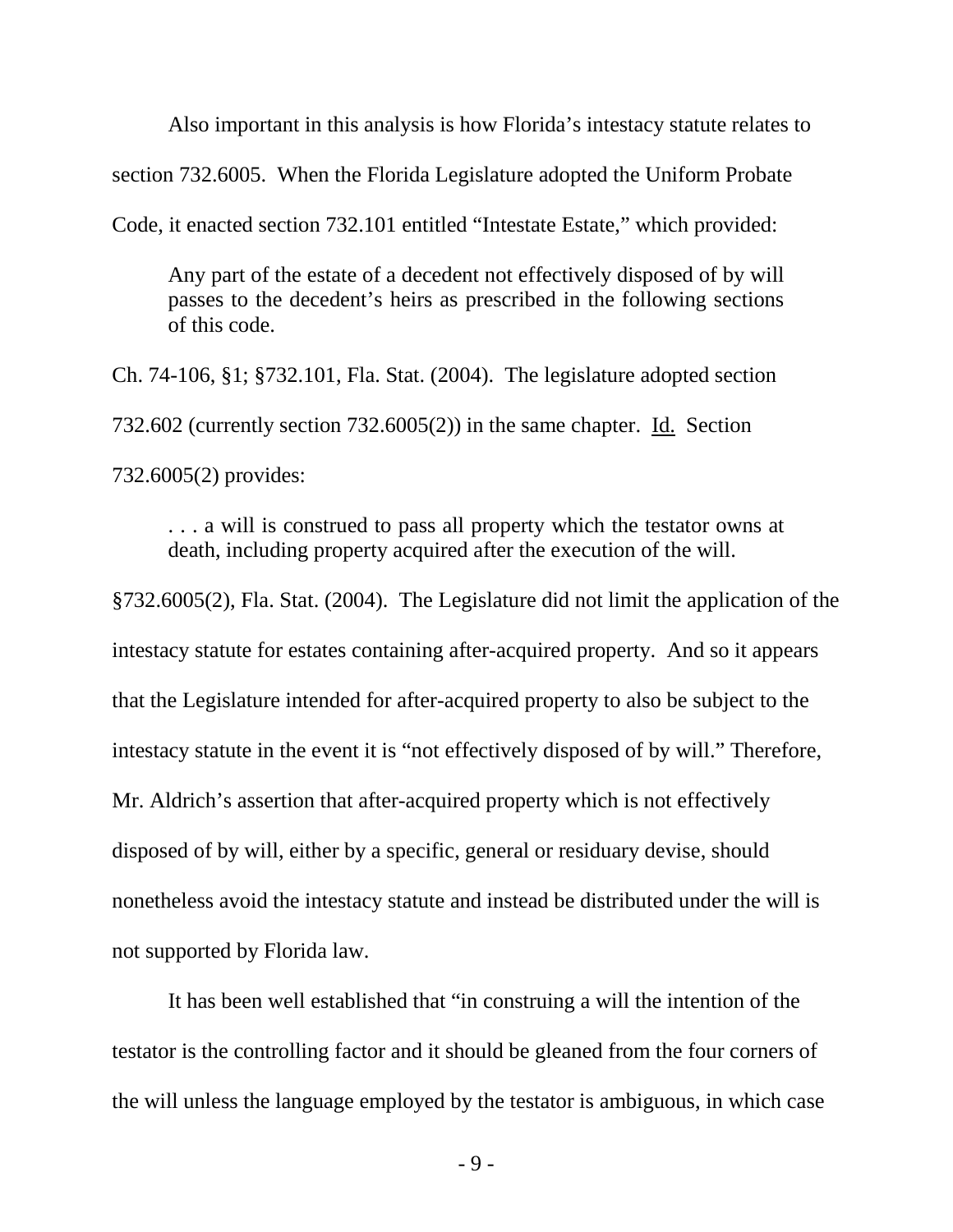Also important in this analysis is how Florida's intestacy statute relates to section 732.6005. When the Florida Legislature adopted the Uniform Probate Code, it enacted section 732.101 entitled "Intestate Estate," which provided:

> Any part of the estate of a decedent not effectively disposed of by will passes to the decedent's heirs as prescribed in the following sections of this code.

Ch. 74-106, §1; §732.101, Fla. Stat. (2004). The legislature adopted section 732.602 (currently section 732.6005(2)) in the same chapter. Id. Section 732.6005(2) provides:

> . . . a will is construed to pass all property which the testator owns at death, including property acquired after the execution of the will.

§732.6005(2), Fla. Stat. (2004). The Legislature did not limit the application of the intestacy statute for estates containing after-acquired property. And so it appears that the Legislature intended for after-acquired property to also be subject to the intestacy statute in the event it is "not effectively disposed of by will." Therefore, Mr. Aldrich's assertion that after-acquired property which is not effectively disposed of by will, either by a specific, general or residuary devise, should nonetheless avoid the intestacy statute and instead be distributed under the will is not supported by Florida law.

It has been well established that "in construing a will the intention of the testator is the controlling factor and it should be gleaned from the four corners of the will unless the language employed by the testator is ambiguous, in which case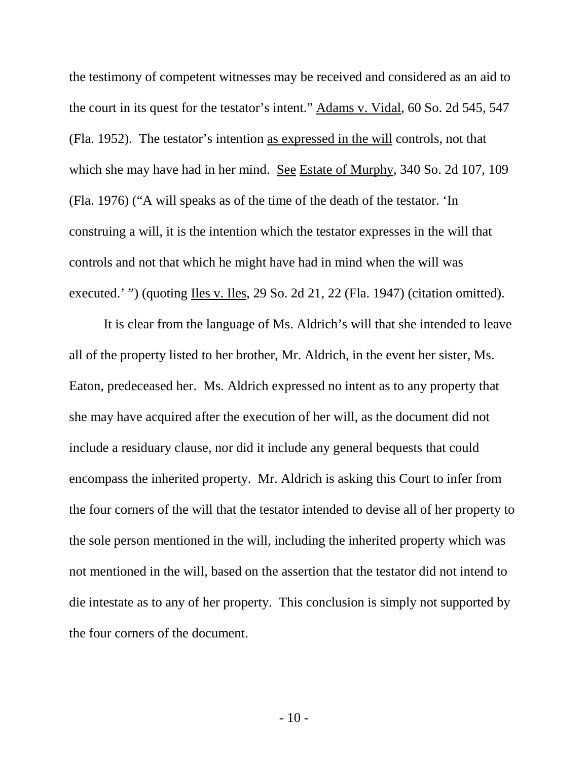the testimony of competent witnesses may be received and considered as an aid to the court in its quest for the testator's intent." Adams v. Vidal, 60 So. 2d 545, 547 (Fla. 1952). The testator's intention as expressed in the will controls, not that which she may have had in her mind. See Estate of Murphy, 340 So. 2d 107, 109 (Fla. 1976) ("A will speaks as of the time of the death of the testator. 'In construing a will, it is the intention which the testator expresses in the will that controls and not that which he might have had in mind when the will was executed.' ") (quoting Iles v. Iles, 29 So. 2d 21, 22 (Fla. 1947) (citation omitted).

It is clear from the language of Ms. Aldrich's will that she intended to leave all of the property listed to her brother, Mr. Aldrich, in the event her sister, Ms. Eaton, predeceased her. Ms. Aldrich expressed no intent as to any property that she may have acquired after the execution of her will, as the document did not include a residuary clause, nor did it include any general bequests that could encompass the inherited property. Mr. Aldrich is asking this Court to infer from the four corners of the will that the testator intended to devise all of her property to the sole person mentioned in the will, including the inherited property which was not mentioned in the will, based on the assertion that the testator did not intend to die intestate as to any of her property. This conclusion is simply not supported by the four corners of the document.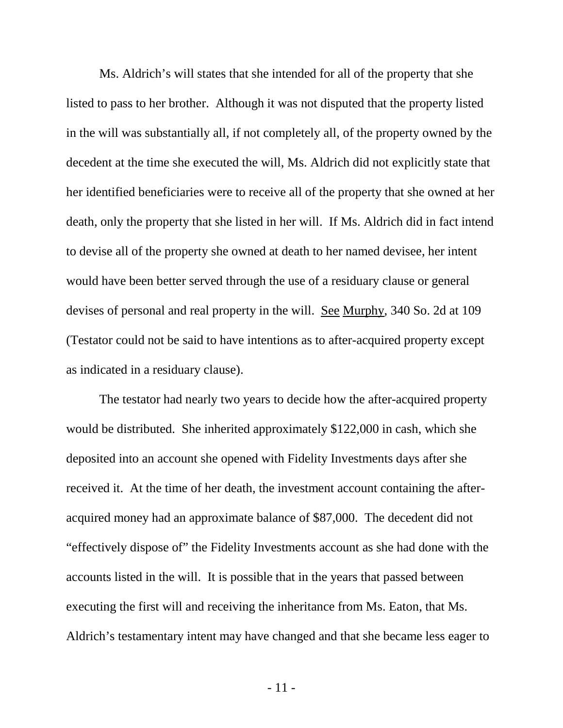Ms. Aldrich's will states that she intended for all of the property that she listed to pass to her brother. Although it was not disputed that the property listed in the will was substantially all, if not completely all, of the property owned by the decedent at the time she executed the will, Ms. Aldrich did not explicitly state that her identified beneficiaries were to receive all of the property that she owned at her death, only the property that she listed in her will. If Ms. Aldrich did in fact intend to devise all of the property she owned at death to her named devisee, her intent would have been better served through the use of a residuary clause or general devises of personal and real property in the will. See Murphy, 340 So. 2d at 109 (Testator could not be said to have intentions as to after-acquired property except as indicated in a residuary clause).

The testator had nearly two years to decide how the after-acquired property would be distributed. She inherited approximately $122,000 in cash, which she deposited into an account she opened with Fidelity Investments days after she received it. At the time of her death, the investment account containing the after-acquired money had an approximate balance of $87,000. The decedent did not "effectively dispose of" the Fidelity Investments account as she had done with the accounts listed in the will. It is possible that in the years that passed between executing the first will and receiving the inheritance from Ms. Eaton, that Ms. Aldrich's testamentary intent may have changed and that she became less eager to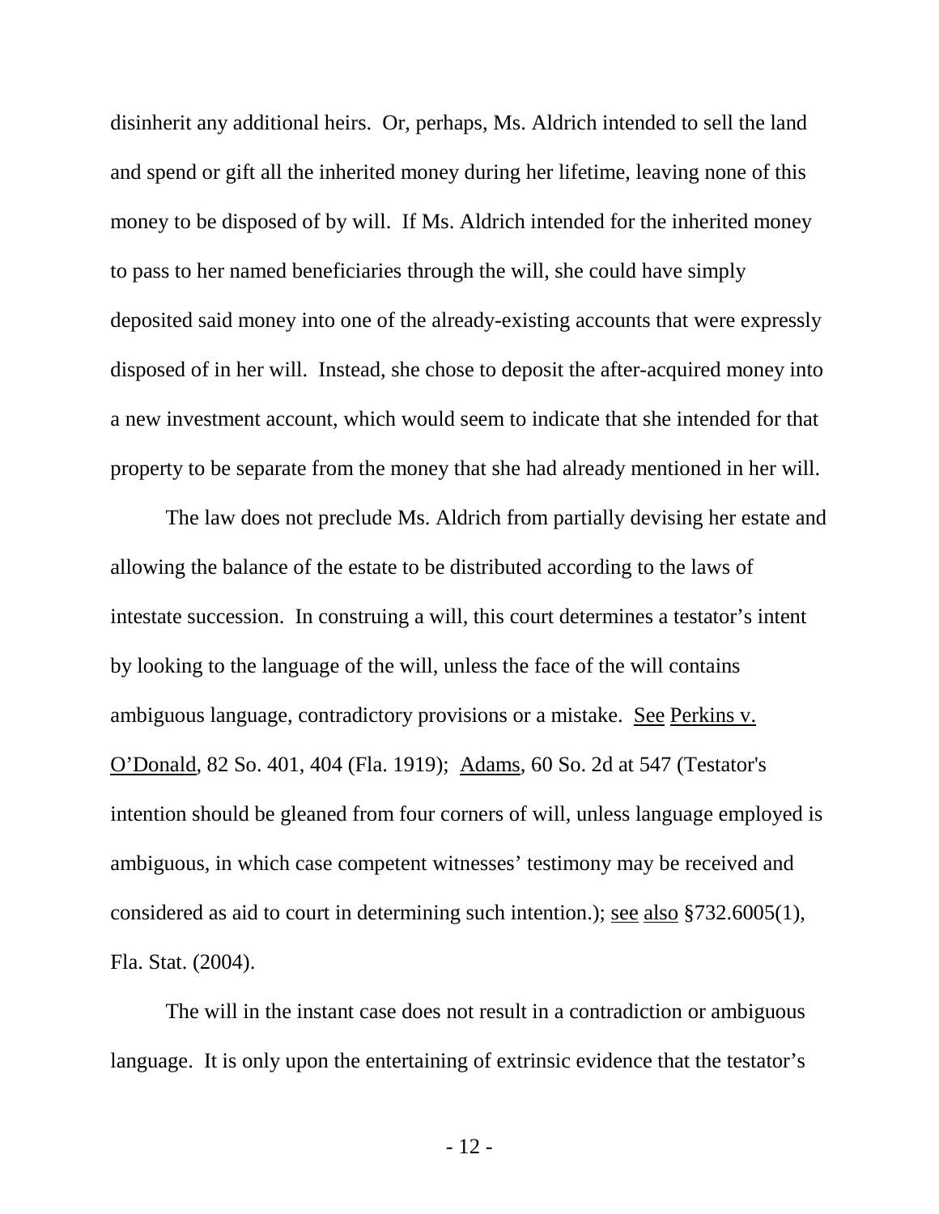disinherit any additional heirs. Or, perhaps, Ms. Aldrich intended to sell the land and spend or gift all the inherited money during her lifetime, leaving none of this money to be disposed of by will. If Ms. Aldrich intended for the inherited money to pass to her named beneficiaries through the will, she could have simply deposited said money into one of the already-existing accounts that were expressly disposed of in her will. Instead, she chose to deposit the after-acquired money into a new investment account, which would seem to indicate that she intended for that property to be separate from the money that she had already mentioned in her will.

The law does not preclude Ms. Aldrich from partially devising her estate and allowing the balance of the estate to be distributed according to the laws of intestate succession. In construing a will, this court determines a testator's intent by looking to the language of the will, unless the face of the will contains ambiguous language, contradictory provisions or a mistake. See Perkins v. O'Donald, 82 So. 401, 404 (Fla. 1919); Adams, 60 So. 2d at 547 (Testator's intention should be gleaned from four corners of will, unless language employed is ambiguous, in which case competent witnesses' testimony may be received and considered as aid to court in determining such intention.); see also §732.6005(1), Fla. Stat. (2004).

The will in the instant case does not result in a contradiction or ambiguous language. It is only upon the entertaining of extrinsic evidence that the testator's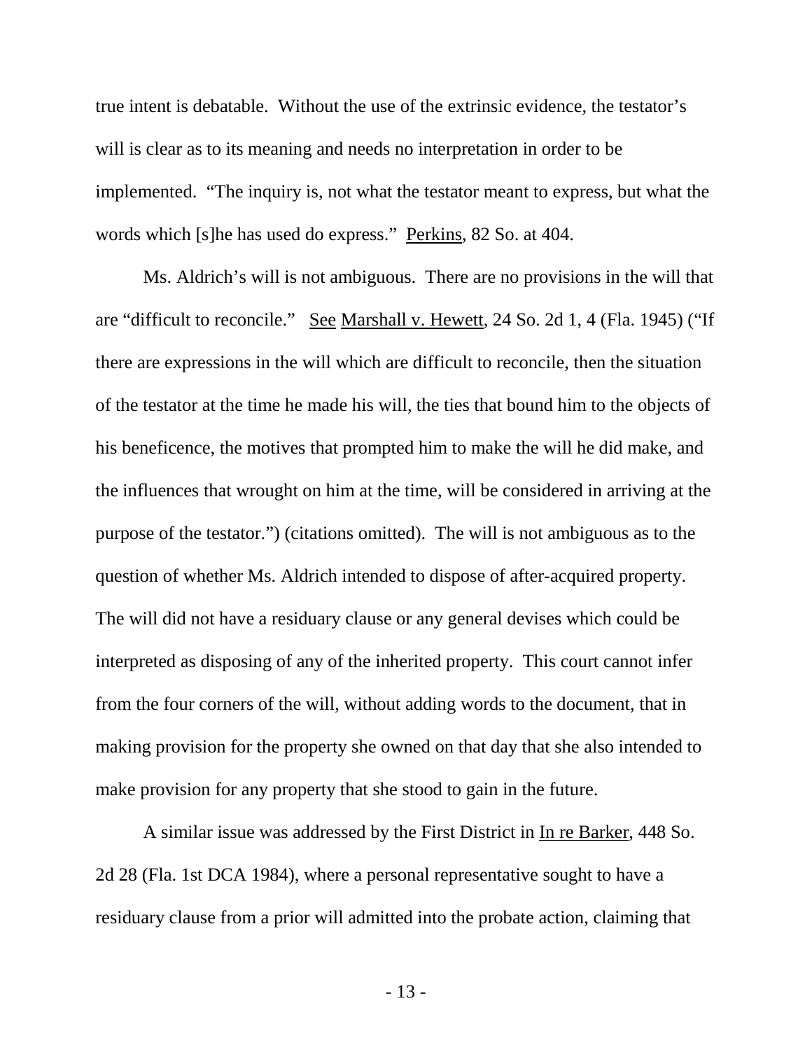true intent is debatable. Without the use of the extrinsic evidence, the testator's will is clear as to its meaning and needs no interpretation in order to be implemented. "The inquiry is, not what the testator meant to express, but what the words which [s]he has used do express." Perkins, 82 So. at 404.

Ms. Aldrich's will is not ambiguous. There are no provisions in the will that are "difficult to reconcile." See Marshall v. Hewett, 24 So. 2d 1, 4 (Fla. 1945) ("If there are expressions in the will which are difficult to reconcile, then the situation of the testator at the time he made his will, the ties that bound him to the objects of his beneficence, the motives that prompted him to make the will he did make, and the influences that wrought on him at the time, will be considered in arriving at the purpose of the testator.") (citations omitted). The will is not ambiguous as to the question of whether Ms. Aldrich intended to dispose of after-acquired property. The will did not have a residuary clause or any general devises which could be interpreted as disposing of any of the inherited property. This court cannot infer from the four corners of the will, without adding words to the document, that in making provision for the property she owned on that day that she also intended to make provision for any property that she stood to gain in the future.

A similar issue was addressed by the First District in In re Barker, 448 So. 2d 28 (Fla. 1st DCA 1984), where a personal representative sought to have a residuary clause from a prior will admitted into the probate action, claiming that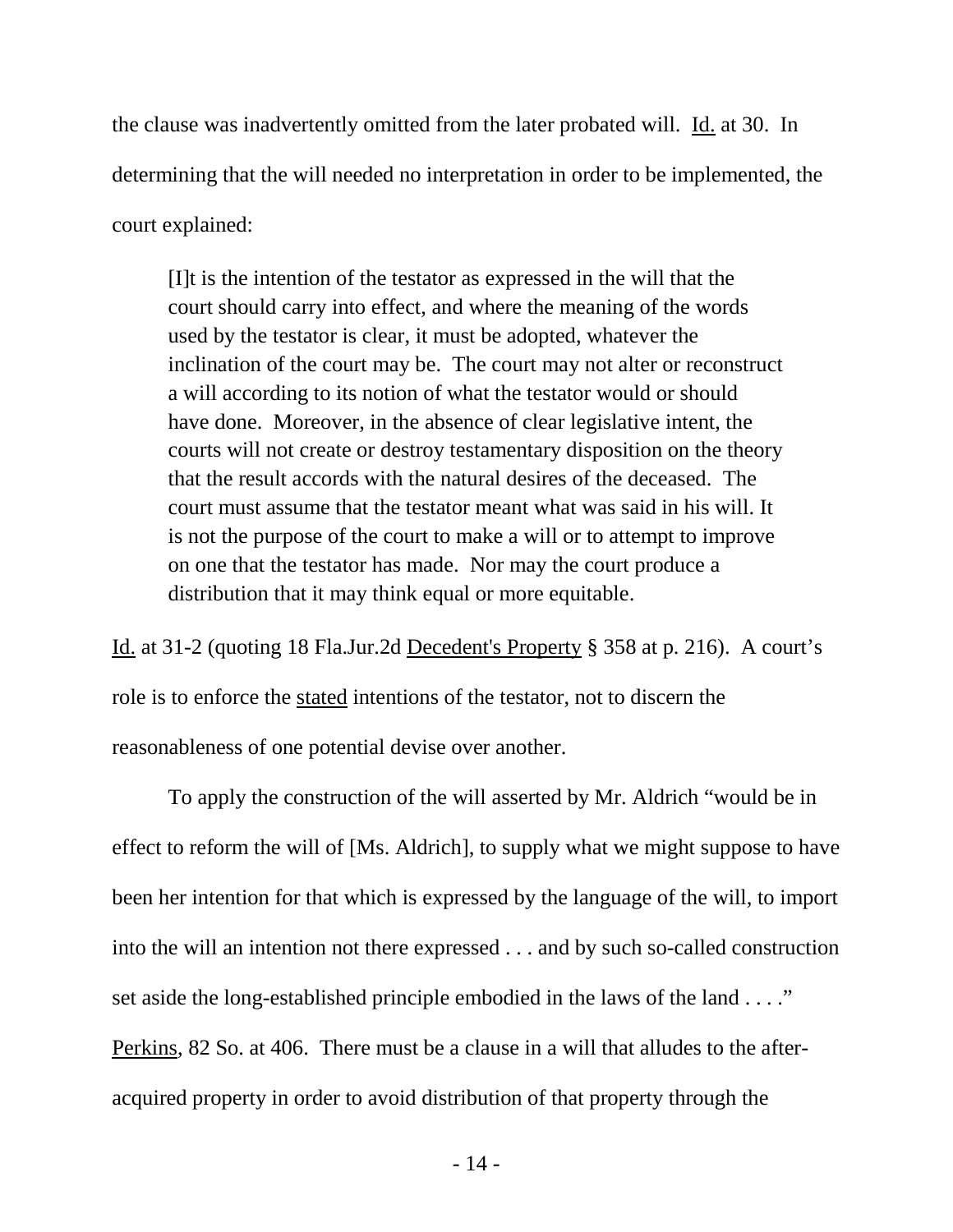the clause was inadvertently omitted from the later probated will. Id. at 30. In determining that the will needed no interpretation in order to be implemented, the court explained:

> [I]t is the intention of the testator as expressed in the will that the court should carry into effect, and where the meaning of the words used by the testator is clear, it must be adopted, whatever the inclination of the court may be. The court may not alter or reconstruct a will according to its notion of what the testator would or should have done. Moreover, in the absence of clear legislative intent, the courts will not create or destroy testamentary disposition on the theory that the result accords with the natural desires of the deceased. The court must assume that the testator meant what was said in his will. It is not the purpose of the court to make a will or to attempt to improve on one that the testator has made. Nor may the court produce a distribution that it may think equal or more equitable.

Id. at 31-2 (quoting 18 Fla.Jur.2d Decedent's Property § 358 at p. 216). A court's role is to enforce the stated intentions of the testator, not to discern the reasonableness of one potential devise over another.

To apply the construction of the will asserted by Mr. Aldrich "would be in effect to reform the will of [Ms. Aldrich], to supply what we might suppose to have been her intention for that which is expressed by the language of the will, to import into the will an intention not there expressed . . . and by such so-called construction set aside the long-established principle embodied in the laws of the land . . . ." Perkins, 82 So. at 406. There must be a clause in a will that alludes to the after-acquired property in order to avoid distribution of that property through the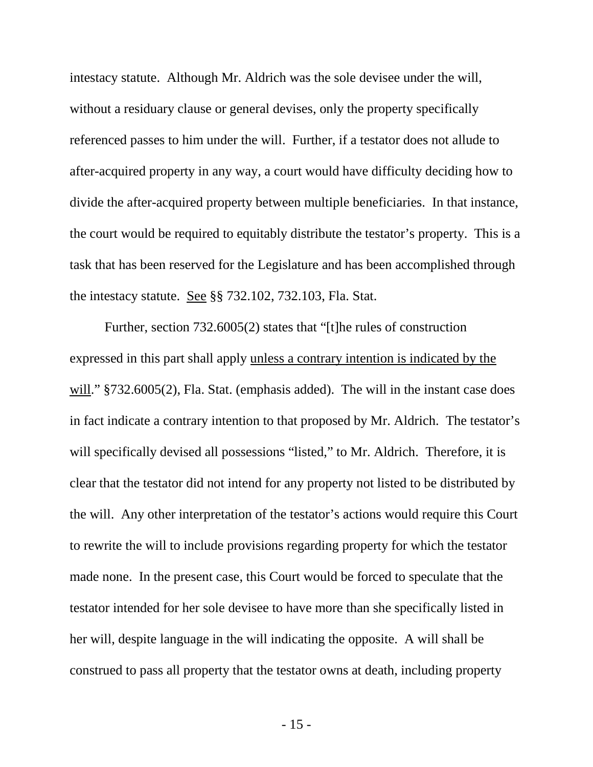intestacy statute. Although Mr. Aldrich was the sole devisee under the will, without a residuary clause or general devises, only the property specifically referenced passes to him under the will. Further, if a testator does not allude to after-acquired property in any way, a court would have difficulty deciding how to divide the after-acquired property between multiple beneficiaries. In that instance, the court would be required to equitably distribute the testator's property. This is a task that has been reserved for the Legislature and has been accomplished through the intestacy statute. <u>See</u> §§ 732.102, 732.103, Fla. Stat.

Further, section 732.6005(2) states that "[t]he rules of construction expressed in this part shall apply <u>unless a contrary intention is indicated by the will</u>." §732.6005(2), Fla. Stat. (emphasis added). The will in the instant case does in fact indicate a contrary intention to that proposed by Mr. Aldrich. The testator's will specifically devised all possessions "listed," to Mr. Aldrich. Therefore, it is clear that the testator did not intend for any property not listed to be distributed by the will. Any other interpretation of the testator's actions would require this Court to rewrite the will to include provisions regarding property for which the testator made none. In the present case, this Court would be forced to speculate that the testator intended for her sole devisee to have more than she specifically listed in her will, despite language in the will indicating the opposite. A will shall be construed to pass all property that the testator owns at death, including property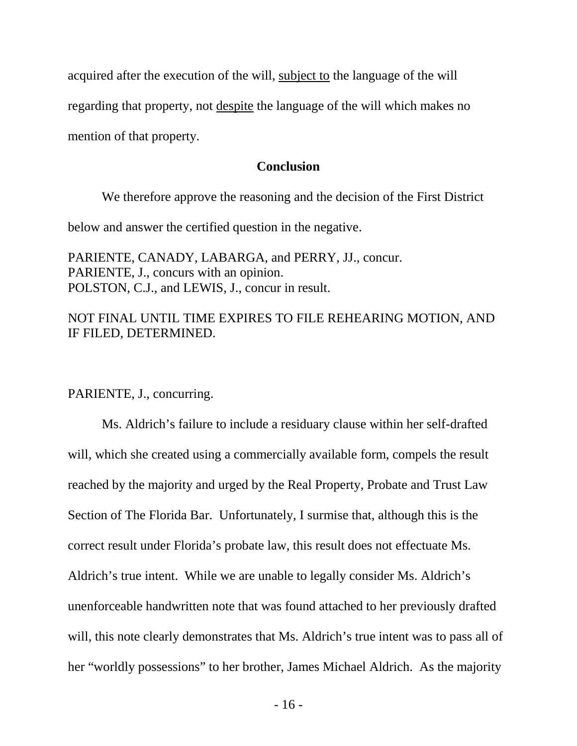acquired after the execution of the will, <u>subject to</u> the language of the will regarding that property, not <u>despite</u> the language of the will which makes no mention of that property.

## Conclusion

We therefore approve the reasoning and the decision of the First District below and answer the certified question in the negative.

PARIENTE, CANADY, LABARGA, and PERRY, JJ., concur.
PARIENTE, J., concurs with an opinion.
POLSTON, C.J., and LEWIS, J., concur in result.

NOT FINAL UNTIL TIME EXPIRES TO FILE REHEARING MOTION, AND IF FILED, DETERMINED.

PARIENTE, J., concurring.

Ms. Aldrich's failure to include a residuary clause within her self-drafted will, which she created using a commercially available form, compels the result reached by the majority and urged by the Real Property, Probate and Trust Law Section of The Florida Bar. Unfortunately, I surmise that, although this is the correct result under Florida's probate law, this result does not effectuate Ms. Aldrich's true intent. While we are unable to legally consider Ms. Aldrich's unenforceable handwritten note that was found attached to her previously drafted will, this note clearly demonstrates that Ms. Aldrich's true intent was to pass all of her "worldly possessions" to her brother, James Michael Aldrich. As the majority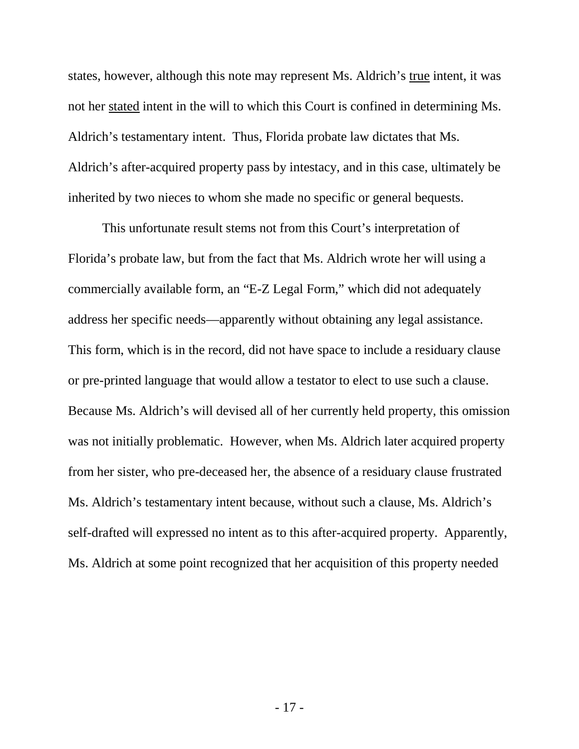states, however, although this note may represent Ms. Aldrich's <u>true</u> intent, it was not her <u>stated</u> intent in the will to which this Court is confined in determining Ms. Aldrich's testamentary intent. Thus, Florida probate law dictates that Ms. Aldrich's after-acquired property pass by intestacy, and in this case, ultimately be inherited by two nieces to whom she made no specific or general bequests.

This unfortunate result stems not from this Court's interpretation of Florida's probate law, but from the fact that Ms. Aldrich wrote her will using a commercially available form, an "E-Z Legal Form," which did not adequately address her specific needs—apparently without obtaining any legal assistance. This form, which is in the record, did not have space to include a residuary clause or pre-printed language that would allow a testator to elect to use such a clause. Because Ms. Aldrich's will devised all of her currently held property, this omission was not initially problematic. However, when Ms. Aldrich later acquired property from her sister, who pre-deceased her, the absence of a residuary clause frustrated Ms. Aldrich's testamentary intent because, without such a clause, Ms. Aldrich's self-drafted will expressed no intent as to this after-acquired property. Apparently, Ms. Aldrich at some point recognized that her acquisition of this property needed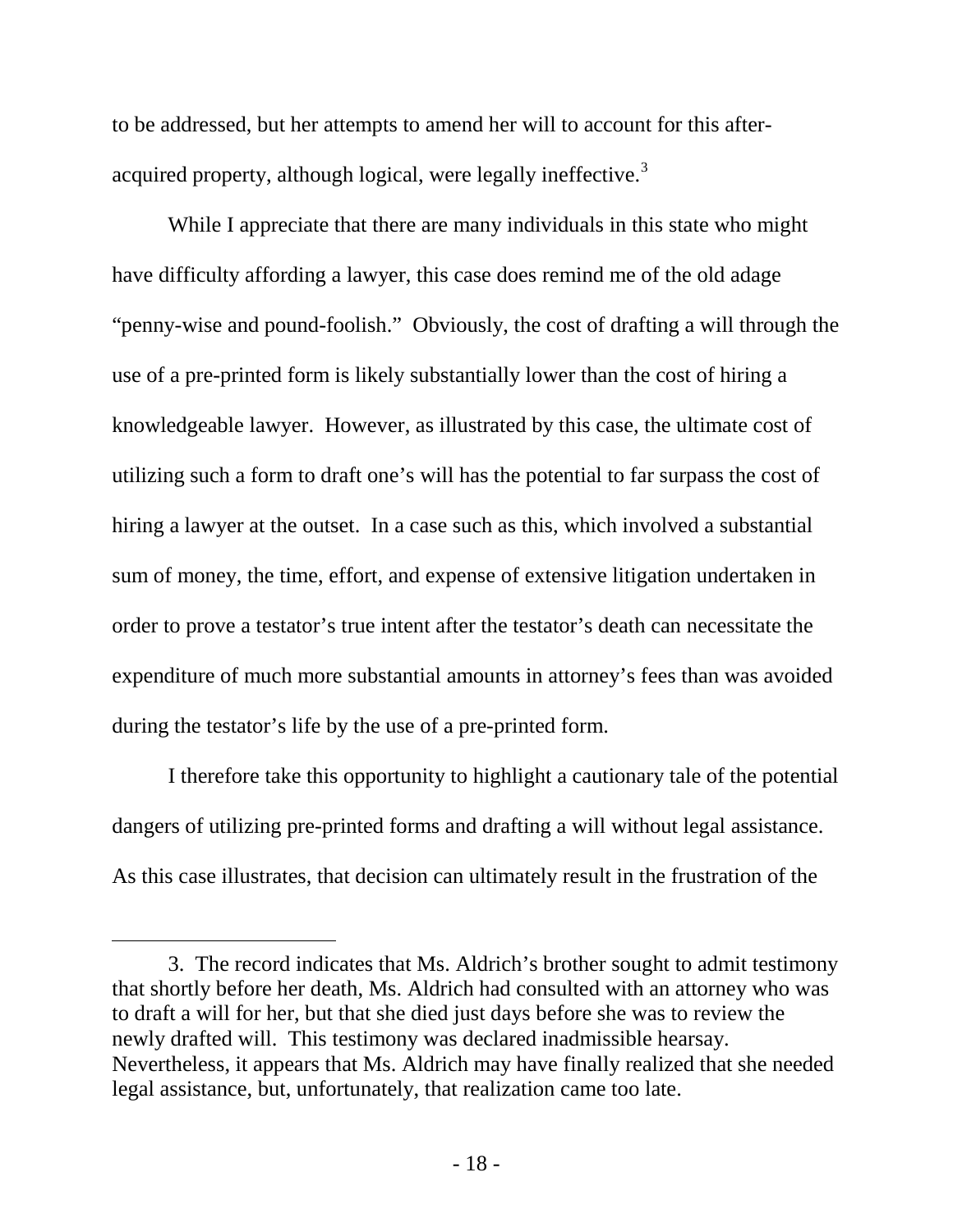to be addressed, but her attempts to amend her will to account for this after-acquired property, although logical, were legally ineffective.[3]

While I appreciate that there are many individuals in this state who might have difficulty affording a lawyer, this case does remind me of the old adage "penny-wise and pound-foolish." Obviously, the cost of drafting a will through the use of a pre-printed form is likely substantially lower than the cost of hiring a knowledgeable lawyer. However, as illustrated by this case, the ultimate cost of utilizing such a form to draft one's will has the potential to far surpass the cost of hiring a lawyer at the outset. In a case such as this, which involved a substantial sum of money, the time, effort, and expense of extensive litigation undertaken in order to prove a testator's true intent after the testator's death can necessitate the expenditure of much more substantial amounts in attorney's fees than was avoided during the testator's life by the use of a pre-printed form.

I therefore take this opportunity to highlight a cautionary tale of the potential dangers of utilizing pre-printed forms and drafting a will without legal assistance. As this case illustrates, that decision can ultimately result in the frustration of the

---

3. The record indicates that Ms. Aldrich's brother sought to admit testimony that shortly before her death, Ms. Aldrich had consulted with an attorney who was to draft a will for her, but that she died just days before she was to review the newly drafted will. This testimony was declared inadmissible hearsay. Nevertheless, it appears that Ms. Aldrich may have finally realized that she needed legal assistance, but, unfortunately, that realization came too late.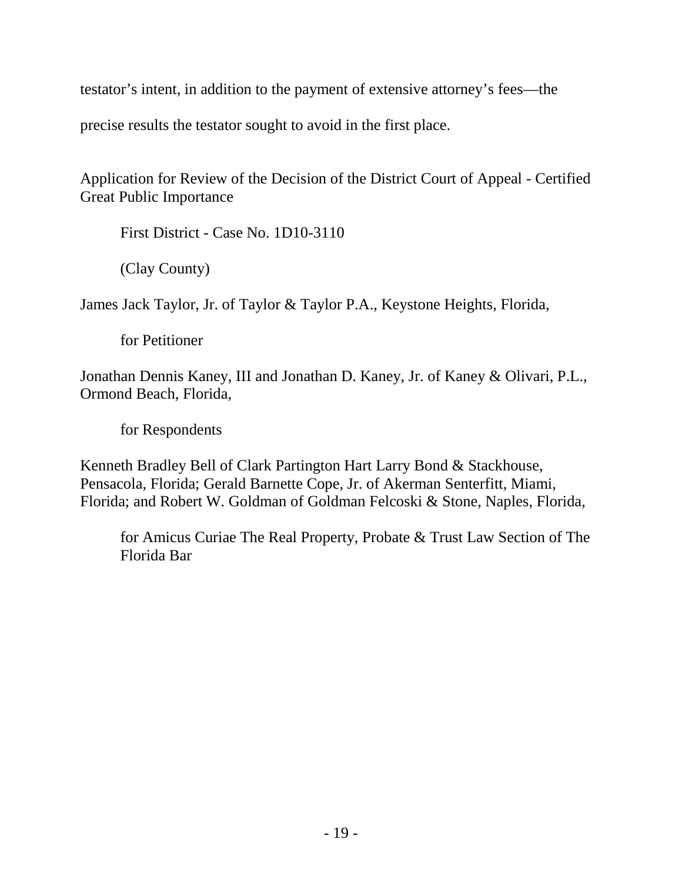testator's intent, in addition to the payment of extensive attorney's fees—the precise results the testator sought to avoid in the first place.

Application for Review of the Decision of the District Court of Appeal - Certified Great Public Importance

First District - Case No. 1D10-3110

(Clay County)

James Jack Taylor, Jr. of Taylor & Taylor P.A., Keystone Heights, Florida,

for Petitioner

Jonathan Dennis Kaney, III and Jonathan D. Kaney, Jr. of Kaney & Olivari, P.L., Ormond Beach, Florida,

for Respondents

Kenneth Bradley Bell of Clark Partington Hart Larry Bond & Stackhouse, Pensacola, Florida; Gerald Barnette Cope, Jr. of Akerman Senterfitt, Miami, Florida; and Robert W. Goldman of Goldman Felcoski & Stone, Naples, Florida,

for Amicus Curiae The Real Property, Probate & Trust Law Section of The Florida Bar